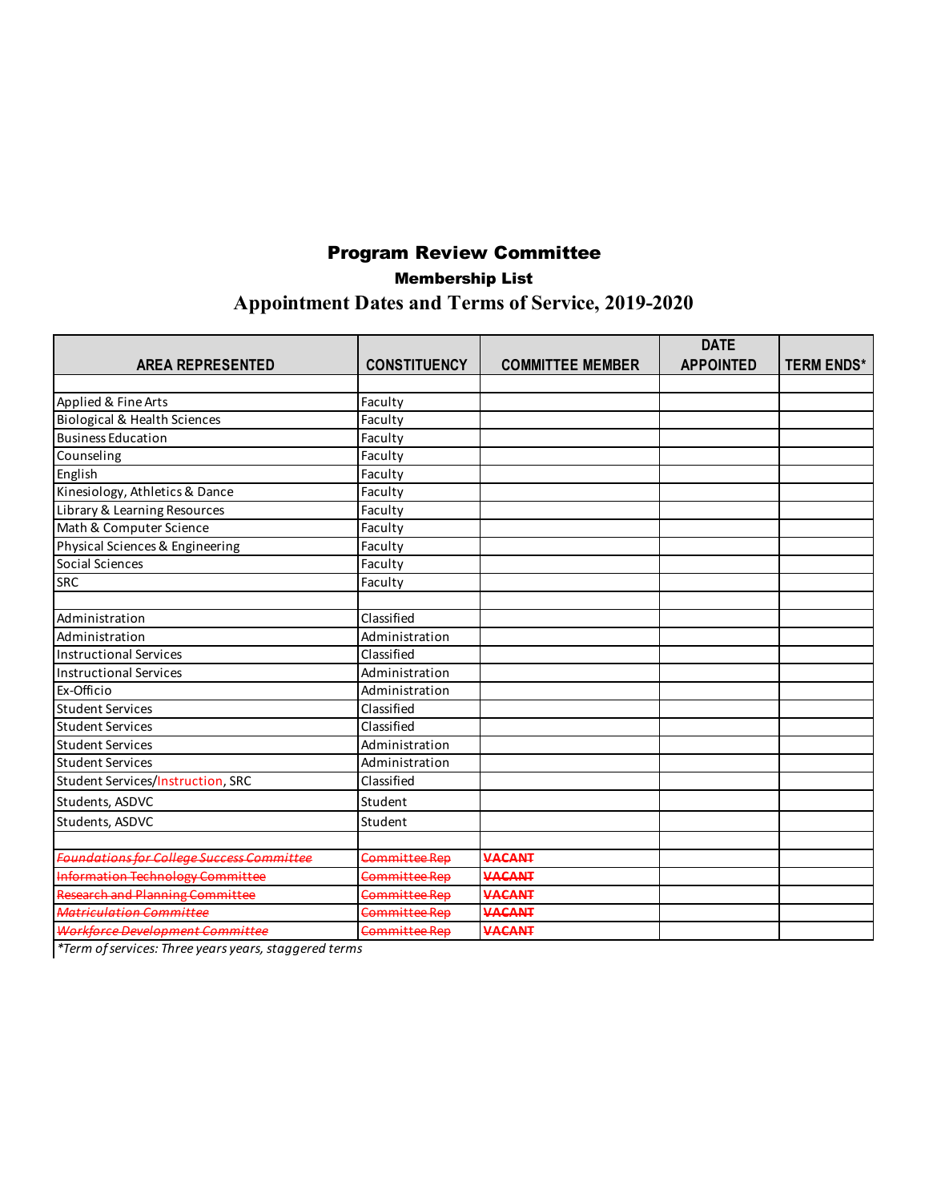# Program Review Committee

## Membership List

## Appointment Dates and Terms of Service, 2019-2020

| AREA REPRESENTED | CONSTITUENCY | COMMITTEE MEMBER | DATE APPOINTED | TERM ENDS* |
|---|---|---|---|---|
| | | | | |
| Applied & Fine Arts | Faculty | | | |
| Biological & Health Sciences | Faculty | | | |
| Business Education | Faculty | | | |
| Counseling | Faculty | | | |
| English | Faculty | | | |
| Kinesiology, Athletics & Dance | Faculty | | | |
| Library & Learning Resources | Faculty | | | |
| Math & Computer Science | Faculty | | | |
| Physical Sciences & Engineering | Faculty | | | |
| Social Sciences | Faculty | | | |
| SRC | Faculty | | | |
| | | | | |
| Administration | Classified | | | |
| Administration | Administration | | | |
| Instructional Services | Classified | | | |
| Instructional Services | Administration | | | |
| Ex-Officio | Administration | | | |
| Student Services | Classified | | | |
| Student Services | Classified | | | |
| Student Services | Administration | | | |
| Student Services | Administration | | | |
| Student Services/Instruction, SRC | Classified | | | |
| Students, ASDVC | Student | | | |
| Students, ASDVC | Student | | | |
| | | | | |
| ~~*Foundations for College Success Committee*~~ | ~~Committee Rep~~ | ~~**VACANT**~~ | | |
| ~~Information Technology Committee~~ | ~~Committee Rep~~ | ~~**VACANT**~~ | | |
| ~~Research and Planning Committee~~ | ~~Committee Rep~~ | ~~**VACANT**~~ | | |
| ~~*Matriculation Committee*~~ | ~~Committee Rep~~ | ~~**VACANT**~~ | | |
| ~~*Workforce Development Committee*~~ | ~~Committee Rep~~ | ~~**VACANT**~~ | | |

*\*Term of services: Three years years, staggered terms*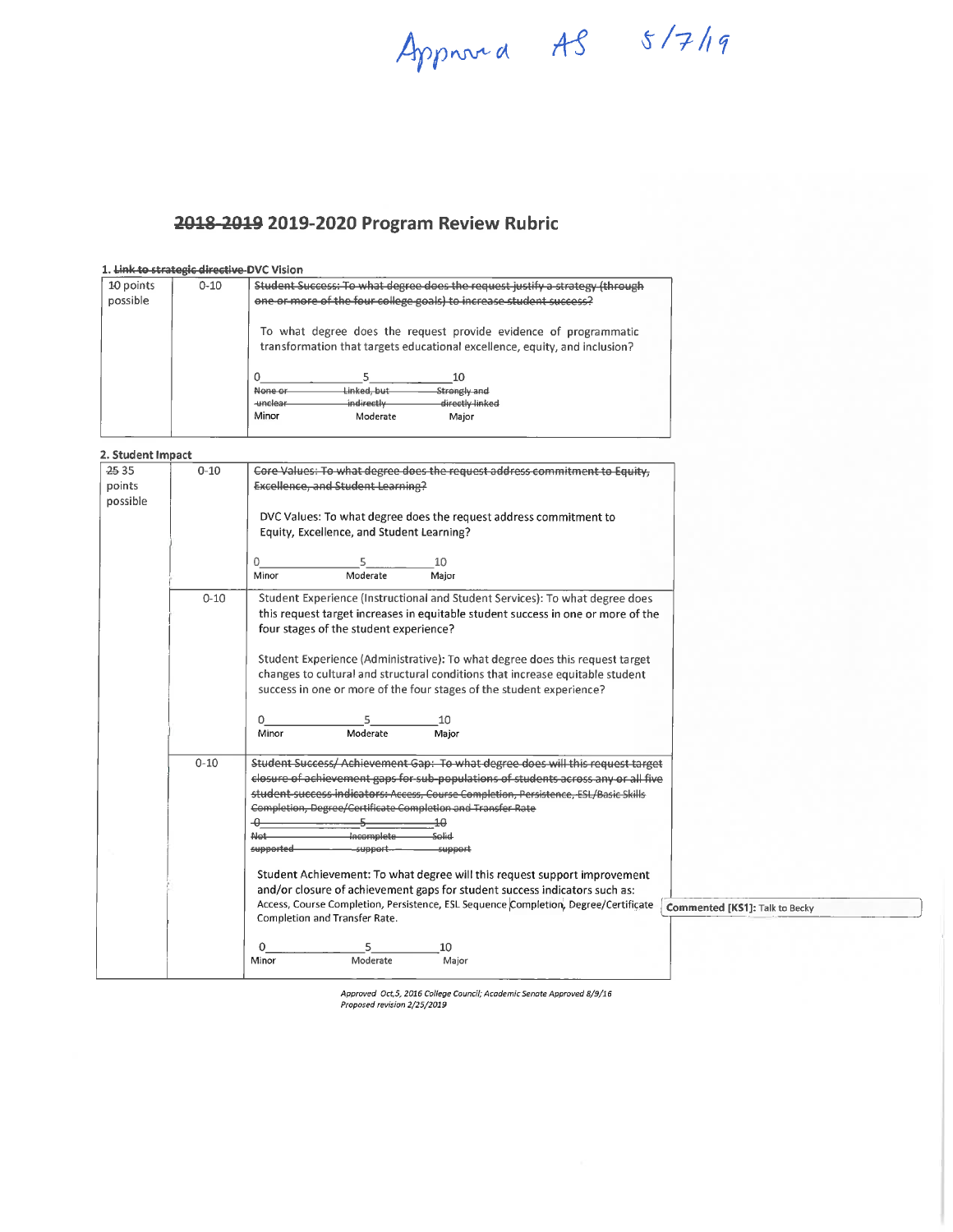Approved AS 5/7/19

# ~~2018-2019~~ 2019-2020 Program Review Rubric

**1. ~~Link to strategic directive~~ DVC Vision**

| | | |
|---|---|---|
| 10 points possible | 0-10 | ~~Student Success: To what degree does the request justify a strategy (through one or more of the four college goals) to increase student success?~~<br><br>To what degree does the request provide evidence of programmatic transformation that targets educational excellence, equity, and inclusion?<br><br>0 ______ 5 ______ 10<br>~~None or unclear~~ ~~Linked, but indirectly~~ ~~Strongly and directly linked~~<br>Minor Moderate Major |

**2. Student Impact**

| | | |
|---|---|---|
| ~~25~~ 35 points possible | 0-10 | ~~Core Values: To what degree does the request address commitment to Equity, Excellence, and Student Learning?~~<br><br>DVC Values: To what degree does the request address commitment to Equity, Excellence, and Student Learning?<br><br>0 ______ 5 ______ 10<br>Minor Moderate Major |
| | 0-10 | Student Experience (Instructional and Student Services): To what degree does this request target increases in equitable student success in one or more of the four stages of the student experience?<br><br>Student Experience (Administrative): To what degree does this request target changes to cultural and structural conditions that increase equitable student success in one or more of the four stages of the student experience?<br><br>0 ______ 5 ______ 10<br>Minor Moderate Major |
| | 0-10 | ~~Student Success/ Achievement Gap: To what degree does will this request target closure of achievement gaps for sub-populations of students across any or all five student success indicators: Access, Course Completion, Persistence, ESL/Basic Skills Completion, Degree/Certificate Completion and Transfer Rate~~<br>~~0 ______ 5 ______ 10~~<br>~~Not supported~~ ~~Incomplete support~~ ~~Solid support~~<br><br>Student Achievement: To what degree will this request support improvement and/or closure of achievement gaps for student success indicators such as: Access, Course Completion, Persistence, ESL Sequence Completion, Degree/Certificate Completion and Transfer Rate.<br><br>0 ______ 5 ______ 10<br>Minor Moderate Major |

**Commented [KS1]:** Talk to Becky

*Approved Oct.5, 2016 College Council; Academic Senate Approved 8/9/16*
*Proposed revision 2/25/2019*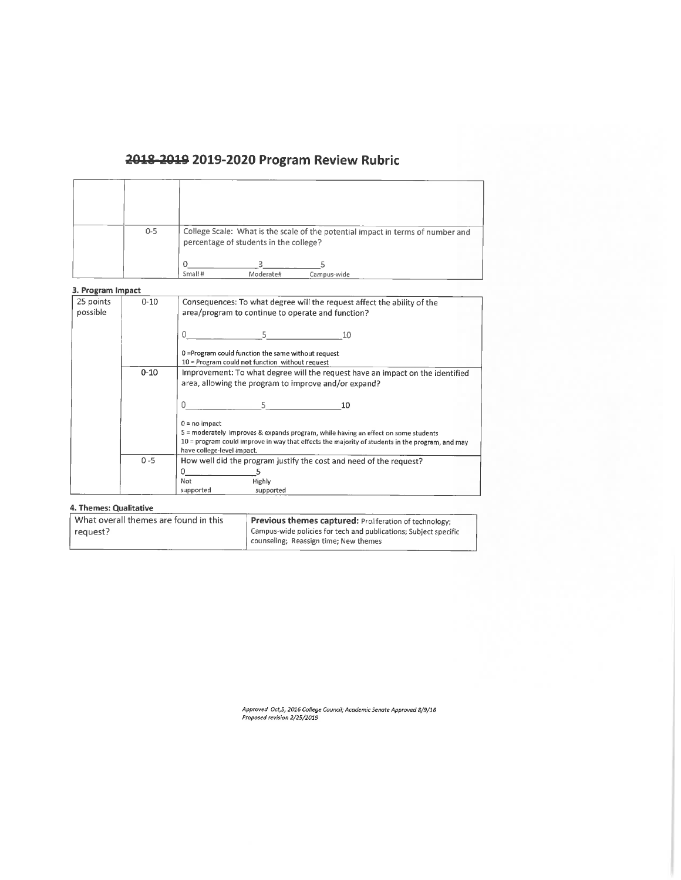# ~~2018-2019~~ 2019-2020 Program Review Rubric

| | | |
|---|---|---|
| | | |
| | 0-5 | College Scale: What is the scale of the potential impact in terms of number and percentage of students in the college?<br><br>0\_\_\_\_\_\_\_\_\_\_3\_\_\_\_\_\_\_\_\_\_5<br>Small # Moderate# Campus-wide |

### 3. Program Impact

| | | |
|---|---|---|
| 25 points possible | 0-10 | Consequences: To what degree will the request affect the ability of the area/program to continue to operate and function?<br><br>0\_\_\_\_\_\_\_\_\_\_5\_\_\_\_\_\_\_\_\_\_10<br><br>0 =Program could function the same without request<br>10 = Program could **not** function without request |
| | 0-10 | Improvement: To what degree will the request have an impact on the identified area, allowing the program to improve and/or expand?<br><br>0\_\_\_\_\_\_\_\_\_\_5\_\_\_\_\_\_\_\_\_\_10<br><br>0 = no impact<br>5 = moderately improves & expands program, while having an effect on some students<br>10 = program could improve in way that effects the majority of students in the program, and may have college-level impact. |
| | 0 -5 | How well did the program justify the cost and need of the request?<br>0\_\_\_\_\_\_\_\_\_\_5<br>Not supported Highly supported |

### 4. Themes: Qualitative

| | |
|---|---|
| What overall themes are found in this request? | **Previous themes captured:** Proliferation of technology; Campus-wide policies for tech and publications; Subject specific counseling; Reassign time; New themes |

*Approved Oct,5, 2016 College Council; Academic Senate Approved 8/9/16*
*Proposed revision 2/25/2019*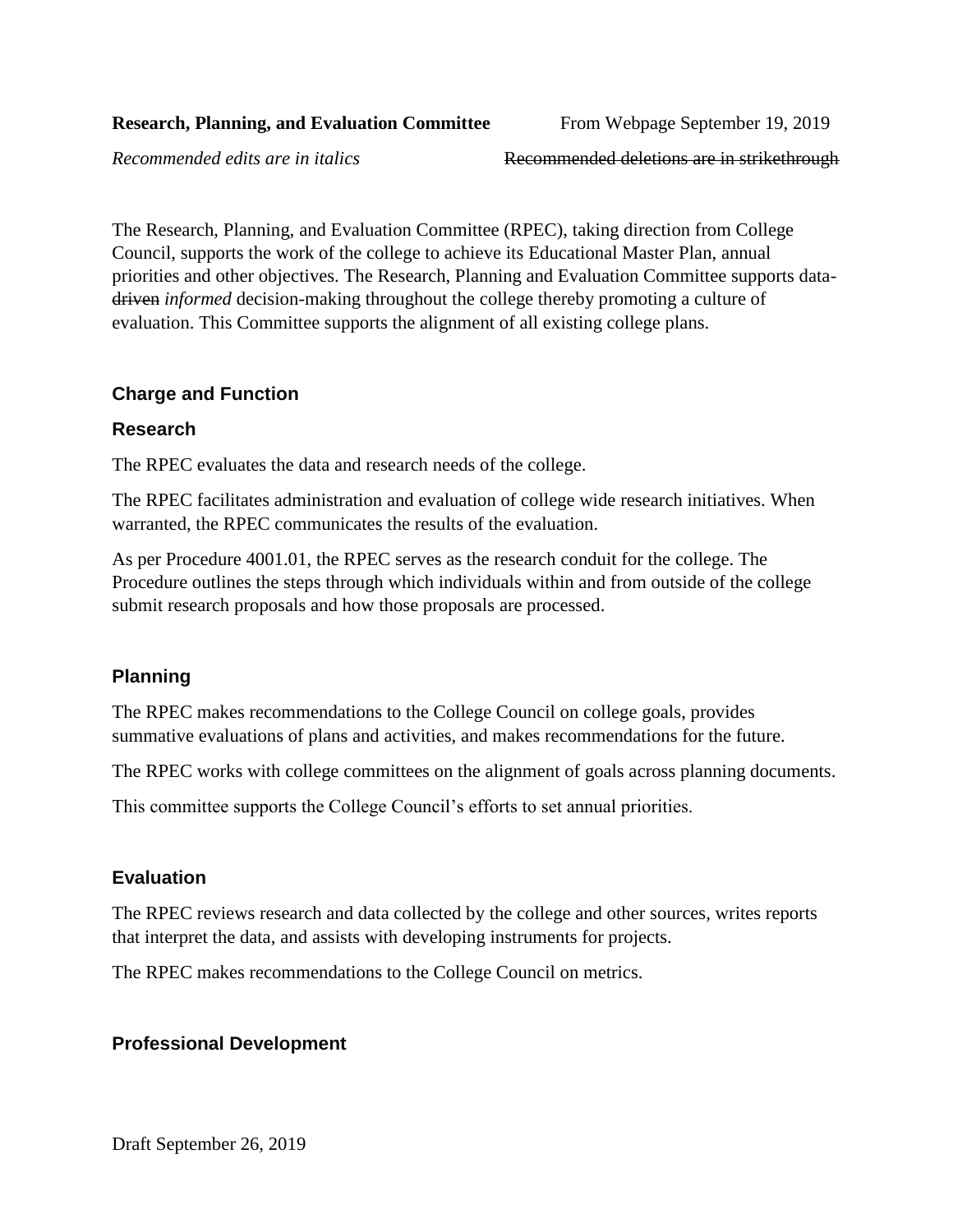**Research, Planning, and Evaluation Committee** From Webpage September 19, 2019

*Recommended edits are in italics* ~~Recommended deletions are in strikethrough~~

The Research, Planning, and Evaluation Committee (RPEC), taking direction from College Council, supports the work of the college to achieve its Educational Master Plan, annual priorities and other objectives. The Research, Planning and Evaluation Committee supports data-~~driven~~ *informed* decision-making throughout the college thereby promoting a culture of evaluation. This Committee supports the alignment of all existing college plans.

## Charge and Function

### Research

The RPEC evaluates the data and research needs of the college.

The RPEC facilitates administration and evaluation of college wide research initiatives. When warranted, the RPEC communicates the results of the evaluation.

As per Procedure 4001.01, the RPEC serves as the research conduit for the college. The Procedure outlines the steps through which individuals within and from outside of the college submit research proposals and how those proposals are processed.

### Planning

The RPEC makes recommendations to the College Council on college goals, provides summative evaluations of plans and activities, and makes recommendations for the future.

The RPEC works with college committees on the alignment of goals across planning documents.

This committee supports the College Council's efforts to set annual priorities.

### Evaluation

The RPEC reviews research and data collected by the college and other sources, writes reports that interpret the data, and assists with developing instruments for projects.

The RPEC makes recommendations to the College Council on metrics.

### Professional Development

Draft September 26, 2019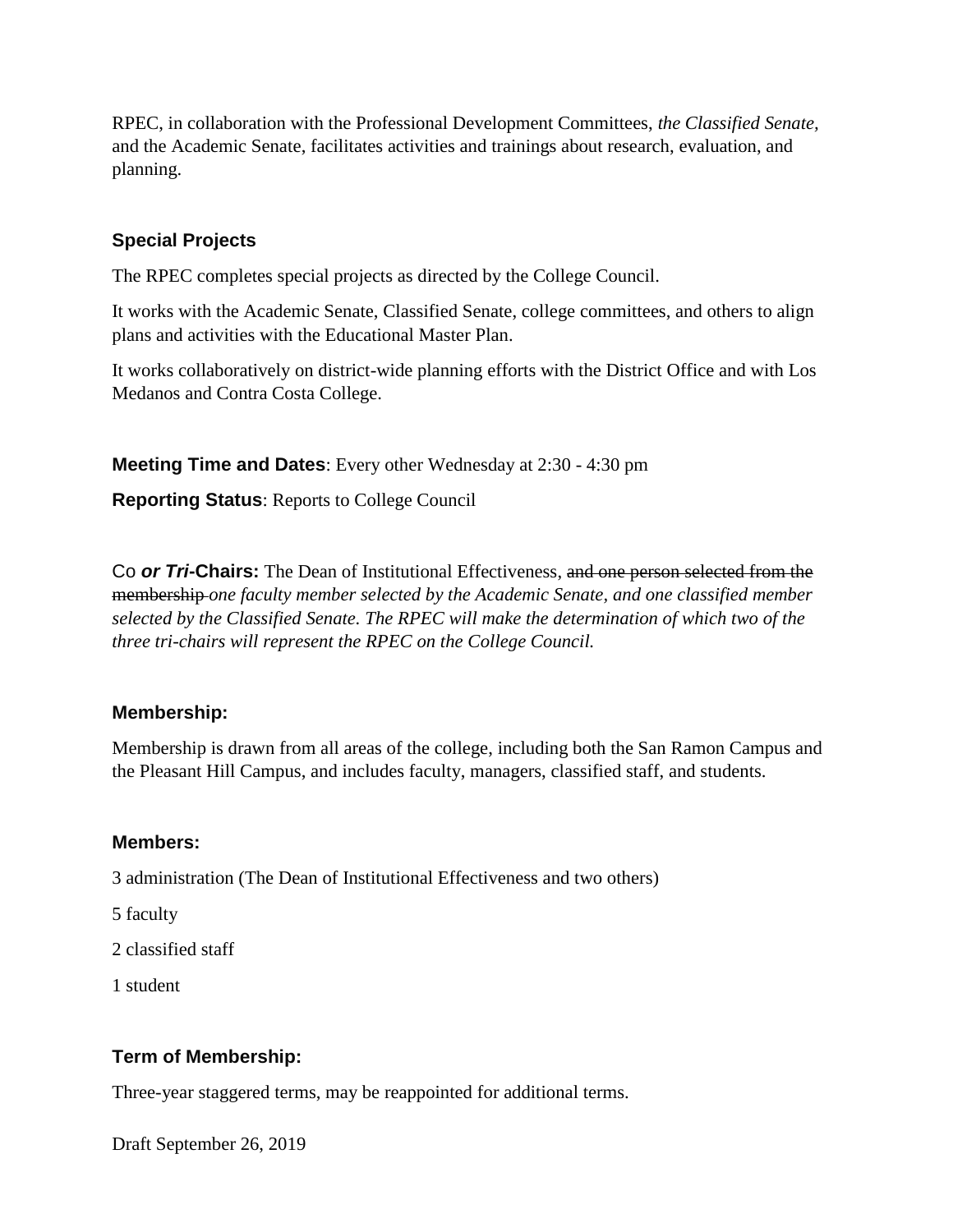RPEC, in collaboration with the Professional Development Committees, *the Classified Senate,* and the Academic Senate, facilitates activities and trainings about research, evaluation, and planning.

### Special Projects

The RPEC completes special projects as directed by the College Council.

It works with the Academic Senate, Classified Senate, college committees, and others to align plans and activities with the Educational Master Plan.

It works collaboratively on district-wide planning efforts with the District Office and with Los Medanos and Contra Costa College.

**Meeting Time and Dates**: Every other Wednesday at 2:30 - 4:30 pm

**Reporting Status**: Reports to College Council

Co ***or Tri*-Chairs:** The Dean of Institutional Effectiveness, ~~and one person selected from the membership~~ *one faculty member selected by the Academic Senate, and one classified member selected by the Classified Senate. The RPEC will make the determination of which two of the three tri-chairs will represent the RPEC on the College Council.*

### Membership:

Membership is drawn from all areas of the college, including both the San Ramon Campus and the Pleasant Hill Campus, and includes faculty, managers, classified staff, and students.

### Members:

3 administration (The Dean of Institutional Effectiveness and two others)

5 faculty

2 classified staff

1 student

### Term of Membership:

Three-year staggered terms, may be reappointed for additional terms.

Draft September 26, 2019